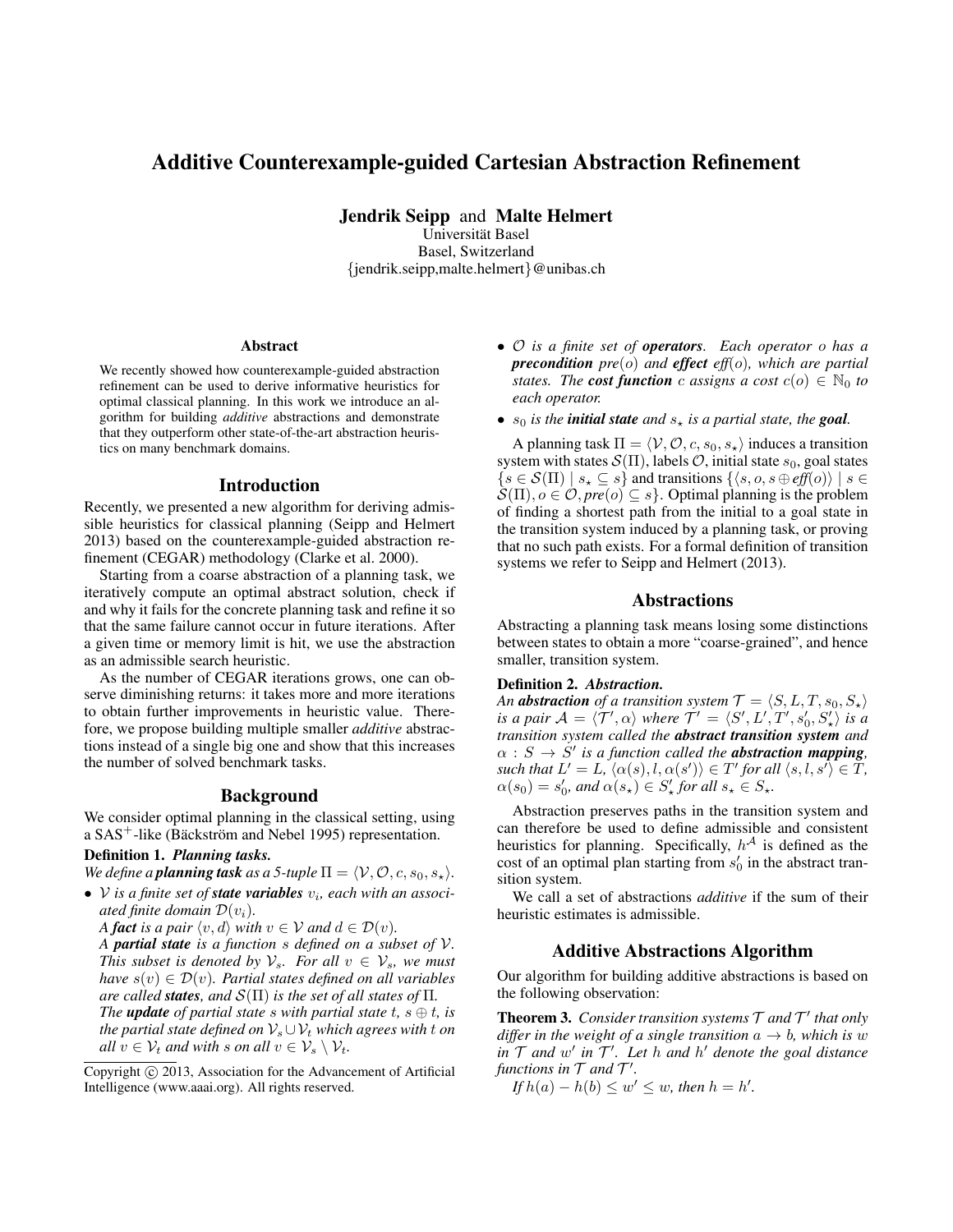# Additive Counterexample-guided Cartesian Abstraction Refinement

**Jendrik Seipp** and **Malte Helmert**
Universität Basel
Basel, Switzerland
{jendrik.seipp,malte.helmert}@unibas.ch

### Abstract

We recently showed how counterexample-guided abstraction refinement can be used to derive informative heuristics for optimal classical planning. In this work we introduce an algorithm for building *additive* abstractions and demonstrate that they outperform other state-of-the-art abstraction heuristics on many benchmark domains.

## Introduction

Recently, we presented a new algorithm for deriving admissible heuristics for classical planning (Seipp and Helmert 2013) based on the counterexample-guided abstraction refinement (CEGAR) methodology (Clarke et al. 2000).

Starting from a coarse abstraction of a planning task, we iteratively compute an optimal abstract solution, check if and why it fails for the concrete planning task and refine it so that the same failure cannot occur in future iterations. After a given time or memory limit is hit, we use the abstraction as an admissible search heuristic.

As the number of CEGAR iterations grows, one can observe diminishing returns: it takes more and more iterations to obtain further improvements in heuristic value. Therefore, we propose building multiple smaller *additive* abstractions instead of a single big one and show that this increases the number of solved benchmark tasks.

## Background

We consider optimal planning in the classical setting, using a SAS$^+$-like (Bäckström and Nebel 1995) representation.

**Definition 1.** ***Planning tasks.***
*We define a* ***planning task*** *as a 5-tuple* $\Pi = \langle \mathcal{V}, \mathcal{O}, c, s_0, s_\star \rangle$.

- $\mathcal{V}$ *is a finite set of* ***state variables*** $v_i$*, each with an associated finite domain* $\mathcal{D}(v_i)$.
  *A* ***fact*** *is a pair* $\langle v, d \rangle$ *with* $v \in \mathcal{V}$ *and* $d \in \mathcal{D}(v)$.
  *A* ***partial state*** *is a function* $s$ *defined on a subset of* $\mathcal{V}$*. This subset is denoted by* $\mathcal{V}_s$*. For all* $v \in \mathcal{V}_s$*, we must have* $s(v) \in \mathcal{D}(v)$*. Partial states defined on all variables are called* ***states****, and* $\mathcal{S}(\Pi)$ *is the set of all states of* $\Pi$.
  *The* ***update*** *of partial state* $s$ *with partial state* $t$*,* $s \oplus t$*, is the partial state defined on* $\mathcal{V}_s \cup \mathcal{V}_t$ *which agrees with* $t$ *on all* $v \in \mathcal{V}_t$ *and with* $s$ *on all* $v \in \mathcal{V}_s \setminus \mathcal{V}_t$.
- $\mathcal{O}$ *is a finite set of* ***operators****. Each operator* $o$ *has a* ***precondition*** *pre*$(o)$ *and* ***effect*** *eff*$(o)$*, which are partial states. The* ***cost function*** $c$ *assigns a cost* $c(o) \in \mathbb{N}_0$ *to each operator.*
- $s_0$ *is the* ***initial state*** *and* $s_\star$ *is a partial state, the* ***goal****.*

A planning task $\Pi = \langle \mathcal{V}, \mathcal{O}, c, s_0, s_\star \rangle$ induces a transition system with states $\mathcal{S}(\Pi)$, labels $\mathcal{O}$, initial state $s_0$, goal states $\{s \in \mathcal{S}(\Pi) \mid s_\star \subseteq s\}$ and transitions $\{\langle s, o, s \oplus \mathit{eff}(o) \rangle \mid s \in \mathcal{S}(\Pi), o \in \mathcal{O}, \mathit{pre}(o) \subseteq s\}$. Optimal planning is the problem of finding a shortest path from the initial to a goal state in the transition system induced by a planning task, or proving that no such path exists. For a formal definition of transition systems we refer to Seipp and Helmert (2013).

## Abstractions

Abstracting a planning task means losing some distinctions between states to obtain a more "coarse-grained", and hence smaller, transition system.

**Definition 2.** ***Abstraction.***
*An* ***abstraction*** *of a transition system* $\mathcal{T} = \langle S, L, T, s_0, S_\star \rangle$ *is a pair* $\mathcal{A} = \langle \mathcal{T}', \alpha \rangle$ *where* $\mathcal{T}' = \langle S', L', T', s'_0, S'_\star \rangle$ *is a transition system called the* ***abstract transition system*** *and* $\alpha : S \to S'$ *is a function called the* ***abstraction mapping****, such that* $L' = L$*,* $\langle \alpha(s), l, \alpha(s') \rangle \in T'$ *for all* $\langle s, l, s' \rangle \in T$*,* $\alpha(s_0) = s'_0$*, and* $\alpha(s_\star) \in S'_\star$ *for all* $s_\star \in S_\star$.

Abstraction preserves paths in the transition system and can therefore be used to define admissible and consistent heuristics for planning. Specifically, $h^{\mathcal{A}}$ is defined as the cost of an optimal plan starting from $s'_0$ in the abstract transition system.

We call a set of abstractions *additive* if the sum of their heuristic estimates is admissible.

## Additive Abstractions Algorithm

Our algorithm for building additive abstractions is based on the following observation:

**Theorem 3.** *Consider transition systems* $\mathcal{T}$ *and* $\mathcal{T}'$ *that only differ in the weight of a single transition* $a \to b$*, which is* $w$ *in* $\mathcal{T}$ *and* $w'$ *in* $\mathcal{T}'$*. Let* $h$ *and* $h'$ *denote the goal distance functions in* $\mathcal{T}$ *and* $\mathcal{T}'$.
*If* $h(a) - h(b) \leq w' \leq w$*, then* $h = h'$.

Copyright © 2013, Association for the Advancement of Artificial Intelligence (www.aaai.org). All rights reserved.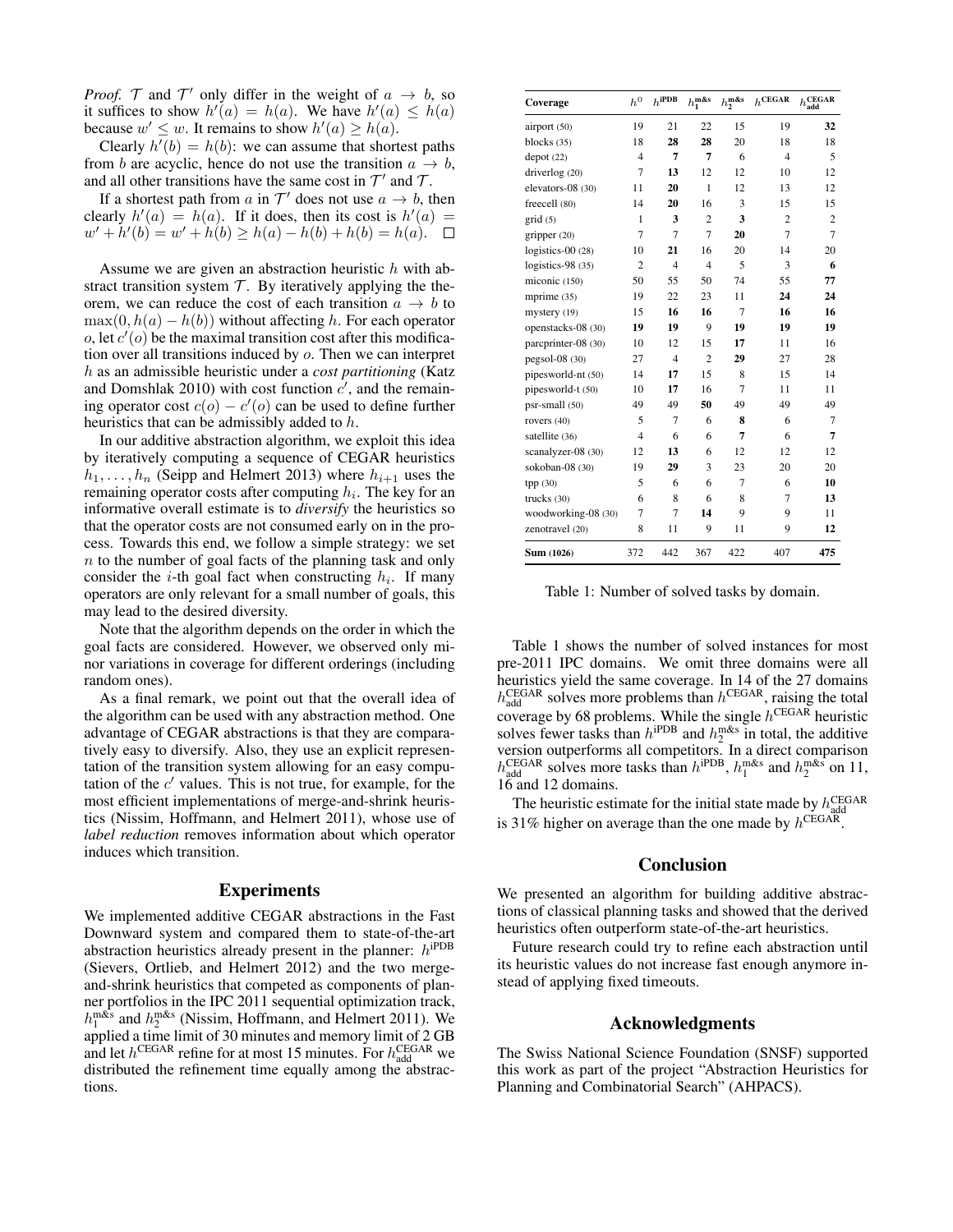*Proof.* $\mathcal{T}$ and $\mathcal{T}'$ only differ in the weight of $a \to b$, so it suffices to show $h'(a) = h(a)$. We have $h'(a) \leq h(a)$ because $w' \leq w$. It remains to show $h'(a) \geq h(a)$.

Clearly $h'(b) = h(b)$: we can assume that shortest paths from $b$ are acyclic, hence do not use the transition $a \to b$, and all other transitions have the same cost in $\mathcal{T}'$ and $\mathcal{T}$.

If a shortest path from $a$ in $\mathcal{T}'$ does not use $a \to b$, then clearly $h'(a) = h(a)$. If it does, then its cost is $h'(a) = w' + h'(b) = w' + h(b) \geq h(a) - h(b) + h(b) = h(a)$. □

Assume we are given an abstraction heuristic $h$ with abstract transition system $\mathcal{T}$. By iteratively applying the theorem, we can reduce the cost of each transition $a \to b$ to $\max(0, h(a) - h(b))$ without affecting $h$. For each operator $o$, let $c'(o)$ be the maximal transition cost after this modification over all transitions induced by $o$. Then we can interpret $h$ as an admissible heuristic under a *cost partitioning* (Katz and Domshlak 2010) with cost function $c'$, and the remaining operator cost $c(o) - c'(o)$ can be used to define further heuristics that can be admissibly added to $h$.

In our additive abstraction algorithm, we exploit this idea by iteratively computing a sequence of CEGAR heuristics $h_1, \dots, h_n$ (Seipp and Helmert 2013) where $h_{i+1}$ uses the remaining operator costs after computing $h_i$. The key for an informative overall estimate is to *diversify* the heuristics so that the operator costs are not consumed early on in the process. Towards this end, we follow a simple strategy: we set $n$ to the number of goal facts of the planning task and only consider the $i$-th goal fact when constructing $h_i$. If many operators are only relevant for a small number of goals, this may lead to the desired diversity.

Note that the algorithm depends on the order in which the goal facts are considered. However, we observed only minor variations in coverage for different orderings (including random ones).

As a final remark, we point out that the overall idea of the algorithm can be used with any abstraction method. One advantage of CEGAR abstractions is that they are comparatively easy to diversify. Also, they use an explicit representation of the transition system allowing for an easy computation of the $c'$ values. This is not true, for example, for the most efficient implementations of merge-and-shrink heuristics (Nissim, Hoffmann, and Helmert 2011), whose use of *label reduction* removes information about which operator induces which transition.

## Experiments

We implemented additive CEGAR abstractions in the Fast Downward system and compared them to state-of-the-art abstraction heuristics already present in the planner: $h^{\text{iPDB}}$ (Sievers, Ortlieb, and Helmert 2012) and the two merge-and-shrink heuristics that competed as components of planner portfolios in the IPC 2011 sequential optimization track, $h_1^{\text{m\&s}}$ and $h_2^{\text{m\&s}}$ (Nissim, Hoffmann, and Helmert 2011). We applied a time limit of 30 minutes and memory limit of 2 GB and let $h^{\text{CEGAR}}$ refine for at most 15 minutes. For $h_{\text{add}}^{\text{CEGAR}}$ we distributed the refinement time equally among the abstractions.

| Coverage | $h^0$ | $h^{\text{iPDB}}$ | $h_1^{\text{m\&s}}$ | $h_2^{\text{m\&s}}$ | $h^{\text{CEGAR}}$ | $h_{\text{add}}^{\text{CEGAR}}$ |
|---|---|---|---|---|---|---|
| airport (50) | 19 | 21 | 22 | 15 | 19 | **32** |
| blocks (35) | 18 | **28** | **28** | 20 | 18 | 18 |
| depot (22) | 4 | **7** | **7** | 6 | 4 | 5 |
| driverlog (20) | 7 | **13** | 12 | 12 | 10 | 12 |
| elevators-08 (30) | 11 | **20** | 1 | 12 | 13 | 12 |
| freecell (80) | 14 | **20** | 16 | 3 | 15 | 15 |
| grid (5) | 1 | **3** | 2 | **3** | 2 | 2 |
| gripper (20) | 7 | 7 | 7 | **20** | 7 | 7 |
| logistics-00 (28) | 10 | **21** | 16 | 20 | 14 | 20 |
| logistics-98 (35) | 2 | 4 | 4 | 5 | 3 | **6** |
| miconic (150) | 50 | 55 | 50 | 74 | 55 | **77** |
| mprime (35) | 19 | 22 | 23 | 11 | **24** | **24** |
| mystery (19) | 15 | **16** | **16** | 7 | **16** | **16** |
| openstacks-08 (30) | **19** | **19** | 9 | **19** | **19** | **19** |
| parcprinter-08 (30) | 10 | 12 | 15 | **17** | 11 | 16 |
| pegsol-08 (30) | 27 | 4 | 2 | **29** | 27 | 28 |
| pipesworld-nt (50) | 14 | **17** | 15 | 8 | 15 | 14 |
| pipesworld-t (50) | 10 | **17** | 16 | 7 | 11 | 11 |
| psr-small (50) | 49 | 49 | **50** | 49 | 49 | 49 |
| rovers (40) | 5 | 7 | 6 | **8** | 6 | 7 |
| satellite (36) | 4 | 6 | 6 | **7** | 6 | **7** |
| scanalyzer-08 (30) | 12 | **13** | 6 | 12 | 12 | 12 |
| sokoban-08 (30) | 19 | **29** | 3 | 23 | 20 | 20 |
| tpp (30) | 5 | 6 | 6 | 7 | 6 | **10** |
| trucks (30) | 6 | 8 | 6 | 8 | 7 | **13** |
| woodworking-08 (30) | 7 | 7 | **14** | 9 | 9 | 11 |
| zenotravel (20) | 8 | 11 | 9 | 11 | 9 | **12** |
| **Sum (1026)** | 372 | 442 | 367 | 422 | 407 | **475** |

Table 1: Number of solved tasks by domain.

Table 1 shows the number of solved instances for most pre-2011 IPC domains. We omit three domains were all heuristics yield the same coverage. In 14 of the 27 domains $h_{\text{add}}^{\text{CEGAR}}$ solves more problems than $h^{\text{CEGAR}}$, raising the total coverage by 68 problems. While the single $h^{\text{CEGAR}}$ heuristic solves fewer tasks than $h^{\text{iPDB}}$ and $h_2^{\text{m\&s}}$ in total, the additive version outperforms all competitors. In a direct comparison $h_{\text{add}}^{\text{CEGAR}}$ solves more tasks than $h^{\text{iPDB}}$, $h_1^{\text{m\&s}}$ and $h_2^{\text{m\&s}}$ on 11, 16 and 12 domains.

The heuristic estimate for the initial state made by $h_{\text{add}}^{\text{CEGAR}}$ is 31% higher on average than the one made by $h^{\text{CEGAR}}$.

## Conclusion

We presented an algorithm for building additive abstractions of classical planning tasks and showed that the derived heuristics often outperform state-of-the-art heuristics.

Future research could try to refine each abstraction until its heuristic values do not increase fast enough anymore instead of applying fixed timeouts.

## Acknowledgments

The Swiss National Science Foundation (SNSF) supported this work as part of the project "Abstraction Heuristics for Planning and Combinatorial Search" (AHPACS).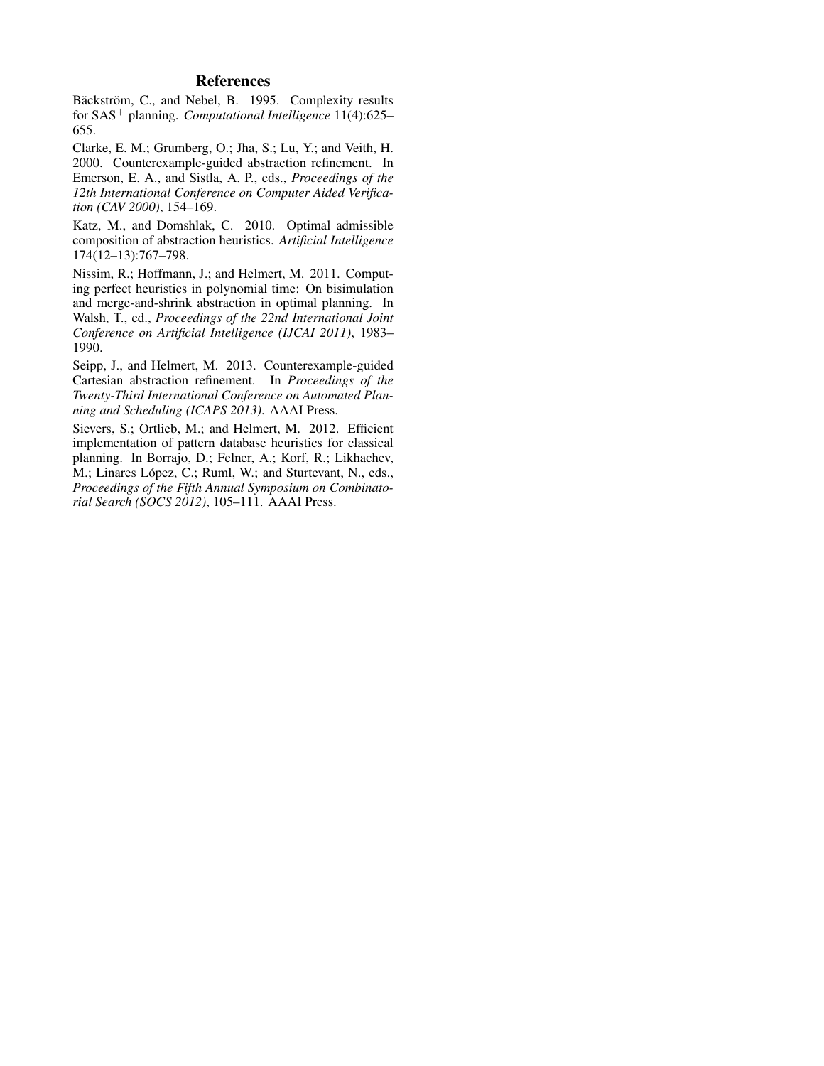## References

Bäckström, C., and Nebel, B. 1995. Complexity results for SAS$^+$ planning. *Computational Intelligence* 11(4):625–655.

Clarke, E. M.; Grumberg, O.; Jha, S.; Lu, Y.; and Veith, H. 2000. Counterexample-guided abstraction refinement. In Emerson, E. A., and Sistla, A. P., eds., *Proceedings of the 12th International Conference on Computer Aided Verification (CAV 2000)*, 154–169.

Katz, M., and Domshlak, C. 2010. Optimal admissible composition of abstraction heuristics. *Artificial Intelligence* 174(12–13):767–798.

Nissim, R.; Hoffmann, J.; and Helmert, M. 2011. Computing perfect heuristics in polynomial time: On bisimulation and merge-and-shrink abstraction in optimal planning. In Walsh, T., ed., *Proceedings of the 22nd International Joint Conference on Artificial Intelligence (IJCAI 2011)*, 1983–1990.

Seipp, J., and Helmert, M. 2013. Counterexample-guided Cartesian abstraction refinement. In *Proceedings of the Twenty-Third International Conference on Automated Planning and Scheduling (ICAPS 2013)*. AAAI Press.

Sievers, S.; Ortlieb, M.; and Helmert, M. 2012. Efficient implementation of pattern database heuristics for classical planning. In Borrajo, D.; Felner, A.; Korf, R.; Likhachev, M.; Linares López, C.; Ruml, W.; and Sturtevant, N., eds., *Proceedings of the Fifth Annual Symposium on Combinatorial Search (SOCS 2012)*, 105–111. AAAI Press.